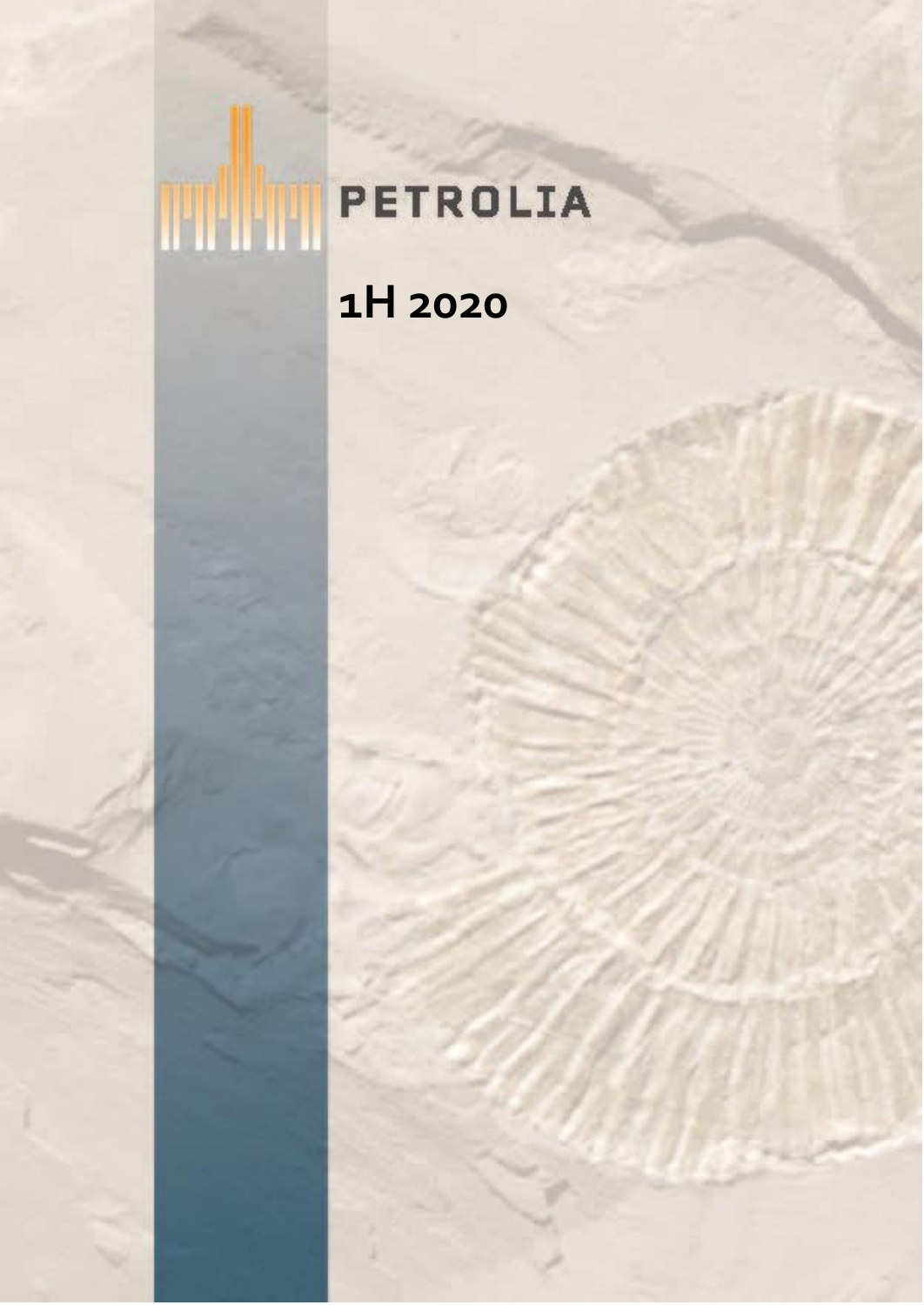PETROLIA

# 1H 2020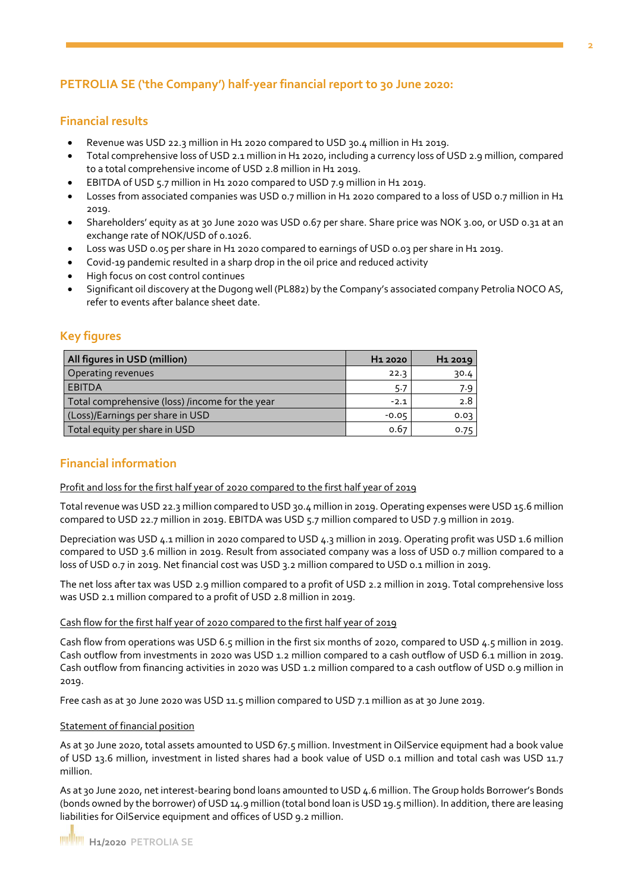## PETROLIA SE ('the Company') half-year financial report to 30 June 2020:

### Financial results

- Revenue was USD 22.3 million in H1 2020 compared to USD 30.4 million in H1 2019.
- Total comprehensive loss of USD 2.1 million in H1 2020, including a currency loss of USD 2.9 million, compared to a total comprehensive income of USD 2.8 million in H1 2019.
- EBITDA of USD 5.7 million in H1 2020 compared to USD 7.9 million in H1 2019.
- Losses from associated companies was USD 0.7 million in H1 2020 compared to a loss of USD 0.7 million in H1 2019.
- Shareholders' equity as at 30 June 2020 was USD 0.67 per share. Share price was NOK 3.00, or USD 0.31 at an exchange rate of NOK/USD of 0.1026.
- Loss was USD 0.05 per share in H1 2020 compared to earnings of USD 0.03 per share in H1 2019.
- Covid-19 pandemic resulted in a sharp drop in the oil price and reduced activity
- High focus on cost control continues
- Significant oil discovery at the Dugong well (PL882) by the Company's associated company Petrolia NOCO AS, refer to events after balance sheet date.

### Key figures

| All figures in USD (million) | H1 2020 | H1 2019 |
|---|---|---|
| Operating revenues | 22.3 | 30.4 |
| EBITDA | 5.7 | 7.9 |
| Total comprehensive (loss) /income for the year | -2.1 | 2.8 |
| (Loss)/Earnings per share in USD | -0.05 | 0.03 |
| Total equity per share in USD | 0.67 | 0.75 |

### Financial information

Profit and loss for the first half year of 2020 compared to the first half year of 2019

Total revenue was USD 22.3 million compared to USD 30.4 million in 2019. Operating expenses were USD 15.6 million compared to USD 22.7 million in 2019. EBITDA was USD 5.7 million compared to USD 7.9 million in 2019.

Depreciation was USD 4.1 million in 2020 compared to USD 4.3 million in 2019. Operating profit was USD 1.6 million compared to USD 3.6 million in 2019. Result from associated company was a loss of USD 0.7 million compared to a loss of USD 0.7 in 2019. Net financial cost was USD 3.2 million compared to USD 0.1 million in 2019.

The net loss after tax was USD 2.9 million compared to a profit of USD 2.2 million in 2019. Total comprehensive loss was USD 2.1 million compared to a profit of USD 2.8 million in 2019.

Cash flow for the first half year of 2020 compared to the first half year of 2019

Cash flow from operations was USD 6.5 million in the first six months of 2020, compared to USD 4.5 million in 2019. Cash outflow from investments in 2020 was USD 1.2 million compared to a cash outflow of USD 6.1 million in 2019. Cash outflow from financing activities in 2020 was USD 1.2 million compared to a cash outflow of USD 0.9 million in 2019.

Free cash as at 30 June 2020 was USD 11.5 million compared to USD 7.1 million as at 30 June 2019.

Statement of financial position

As at 30 June 2020, total assets amounted to USD 67.5 million. Investment in OilService equipment had a book value of USD 13.6 million, investment in listed shares had a book value of USD 0.1 million and total cash was USD 11.7 million.

As at 30 June 2020, net interest-bearing bond loans amounted to USD 4.6 million. The Group holds Borrower's Bonds (bonds owned by the borrower) of USD 14.9 million (total bond loan is USD 19.5 million). In addition, there are leasing liabilities for OilService equipment and offices of USD 9.2 million.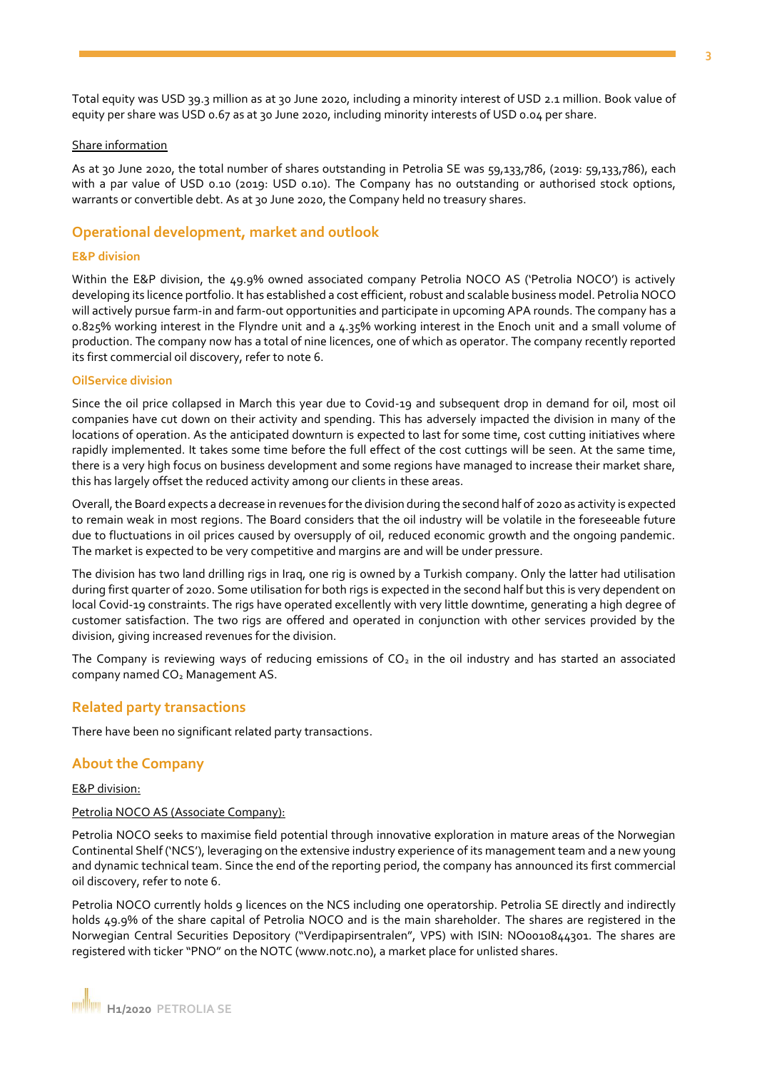Total equity was USD 39.3 million as at 30 June 2020, including a minority interest of USD 2.1 million. Book value of equity per share was USD 0.67 as at 30 June 2020, including minority interests of USD 0.04 per share.

Share information

As at 30 June 2020, the total number of shares outstanding in Petrolia SE was 59,133,786, (2019: 59,133,786), each with a par value of USD 0.10 (2019: USD 0.10). The Company has no outstanding or authorised stock options, warrants or convertible debt. As at 30 June 2020, the Company held no treasury shares.

## Operational development, market and outlook

### E&P division

Within the E&P division, the 49.9% owned associated company Petrolia NOCO AS ('Petrolia NOCO') is actively developing its licence portfolio. It has established a cost efficient, robust and scalable business model. Petrolia NOCO will actively pursue farm-in and farm-out opportunities and participate in upcoming APA rounds. The company has a 0.825% working interest in the Flyndre unit and a 4.35% working interest in the Enoch unit and a small volume of production. The company now has a total of nine licences, one of which as operator. The company recently reported its first commercial oil discovery, refer to note 6.

### OilService division

Since the oil price collapsed in March this year due to Covid-19 and subsequent drop in demand for oil, most oil companies have cut down on their activity and spending. This has adversely impacted the division in many of the locations of operation. As the anticipated downturn is expected to last for some time, cost cutting initiatives where rapidly implemented. It takes some time before the full effect of the cost cuttings will be seen. At the same time, there is a very high focus on business development and some regions have managed to increase their market share, this has largely offset the reduced activity among our clients in these areas.

Overall, the Board expects a decrease in revenues for the division during the second half of 2020 as activity is expected to remain weak in most regions. The Board considers that the oil industry will be volatile in the foreseeable future due to fluctuations in oil prices caused by oversupply of oil, reduced economic growth and the ongoing pandemic. The market is expected to be very competitive and margins are and will be under pressure.

The division has two land drilling rigs in Iraq, one rig is owned by a Turkish company. Only the latter had utilisation during first quarter of 2020. Some utilisation for both rigs is expected in the second half but this is very dependent on local Covid-19 constraints. The rigs have operated excellently with very little downtime, generating a high degree of customer satisfaction. The two rigs are offered and operated in conjunction with other services provided by the division, giving increased revenues for the division.

The Company is reviewing ways of reducing emissions of $CO_2$ in the oil industry and has started an associated company named $CO_2$ Management AS.

## Related party transactions

There have been no significant related party transactions.

## About the Company

E&P division:

Petrolia NOCO AS (Associate Company):

Petrolia NOCO seeks to maximise field potential through innovative exploration in mature areas of the Norwegian Continental Shelf ('NCS'), leveraging on the extensive industry experience of its management team and a new young and dynamic technical team. Since the end of the reporting period, the company has announced its first commercial oil discovery, refer to note 6.

Petrolia NOCO currently holds 9 licences on the NCS including one operatorship. Petrolia SE directly and indirectly holds 49.9% of the share capital of Petrolia NOCO and is the main shareholder. The shares are registered in the Norwegian Central Securities Depository ("Verdipapirsentralen", VPS) with ISIN: NO0010844301. The shares are registered with ticker "PNO" on the NOTC (www.notc.no), a market place for unlisted shares.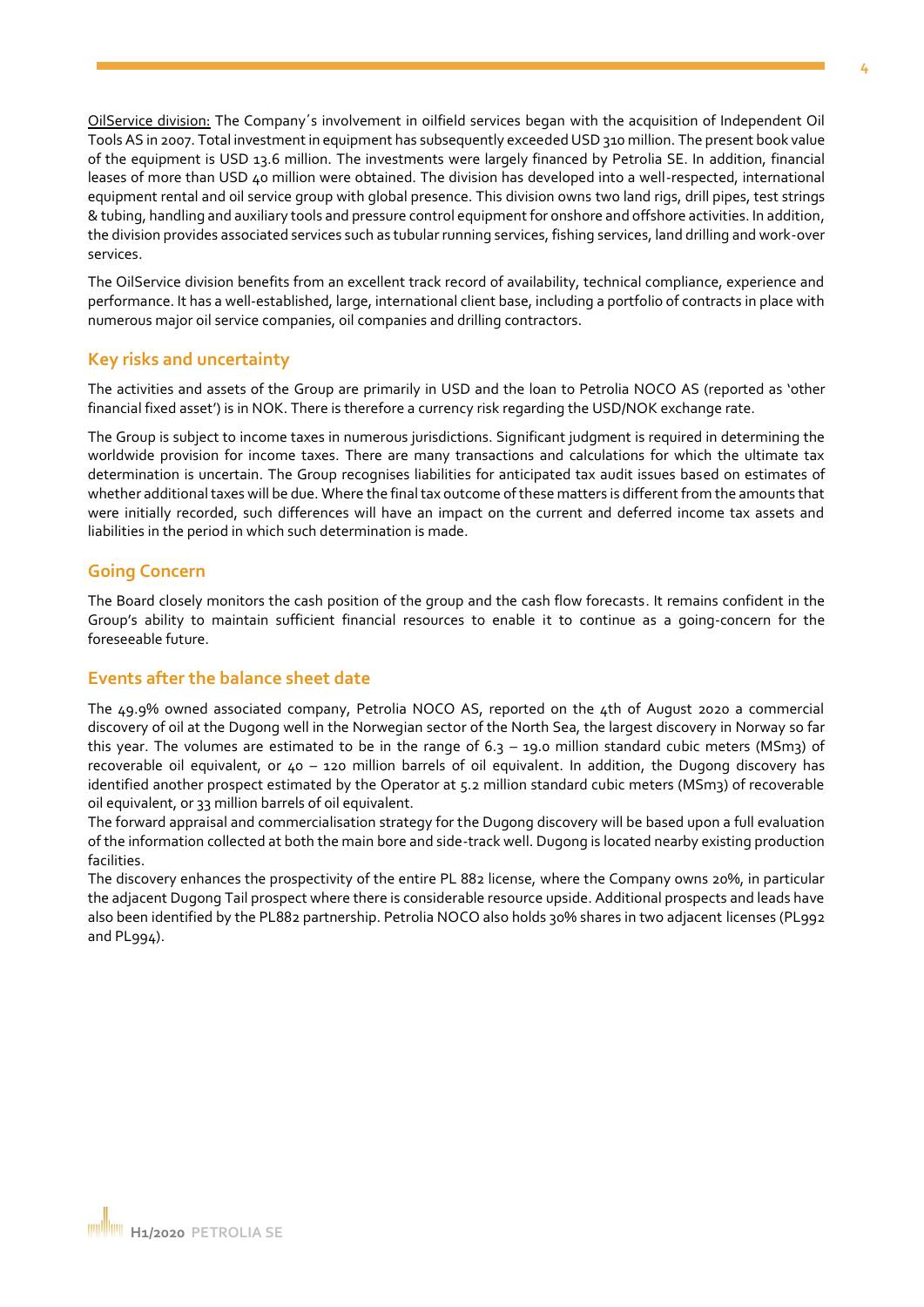OilService division: The Company´s involvement in oilfield services began with the acquisition of Independent Oil Tools AS in 2007. Total investment in equipment has subsequently exceeded USD 310 million. The present book value of the equipment is USD 13.6 million. The investments were largely financed by Petrolia SE. In addition, financial leases of more than USD 40 million were obtained. The division has developed into a well-respected, international equipment rental and oil service group with global presence. This division owns two land rigs, drill pipes, test strings & tubing, handling and auxiliary tools and pressure control equipment for onshore and offshore activities. In addition, the division provides associated services such as tubular running services, fishing services, land drilling and work-over services.

The OilService division benefits from an excellent track record of availability, technical compliance, experience and performance. It has a well-established, large, international client base, including a portfolio of contracts in place with numerous major oil service companies, oil companies and drilling contractors.

## Key risks and uncertainty

The activities and assets of the Group are primarily in USD and the loan to Petrolia NOCO AS (reported as 'other financial fixed asset') is in NOK. There is therefore a currency risk regarding the USD/NOK exchange rate.

The Group is subject to income taxes in numerous jurisdictions. Significant judgment is required in determining the worldwide provision for income taxes. There are many transactions and calculations for which the ultimate tax determination is uncertain. The Group recognises liabilities for anticipated tax audit issues based on estimates of whether additional taxes will be due. Where the final tax outcome of these matters is different from the amounts that were initially recorded, such differences will have an impact on the current and deferred income tax assets and liabilities in the period in which such determination is made.

## Going Concern

The Board closely monitors the cash position of the group and the cash flow forecasts. It remains confident in the Group's ability to maintain sufficient financial resources to enable it to continue as a going-concern for the foreseeable future.

## Events after the balance sheet date

The 49.9% owned associated company, Petrolia NOCO AS, reported on the 4th of August 2020 a commercial discovery of oil at the Dugong well in the Norwegian sector of the North Sea, the largest discovery in Norway so far this year. The volumes are estimated to be in the range of 6.3 – 19.0 million standard cubic meters (MSm3) of recoverable oil equivalent, or 40 – 120 million barrels of oil equivalent. In addition, the Dugong discovery has identified another prospect estimated by the Operator at 5.2 million standard cubic meters (MSm3) of recoverable oil equivalent, or 33 million barrels of oil equivalent.

The forward appraisal and commercialisation strategy for the Dugong discovery will be based upon a full evaluation of the information collected at both the main bore and side-track well. Dugong is located nearby existing production facilities.

The discovery enhances the prospectivity of the entire PL 882 license, where the Company owns 20%, in particular the adjacent Dugong Tail prospect where there is considerable resource upside. Additional prospects and leads have also been identified by the PL882 partnership. Petrolia NOCO also holds 30% shares in two adjacent licenses (PL992 and PL994).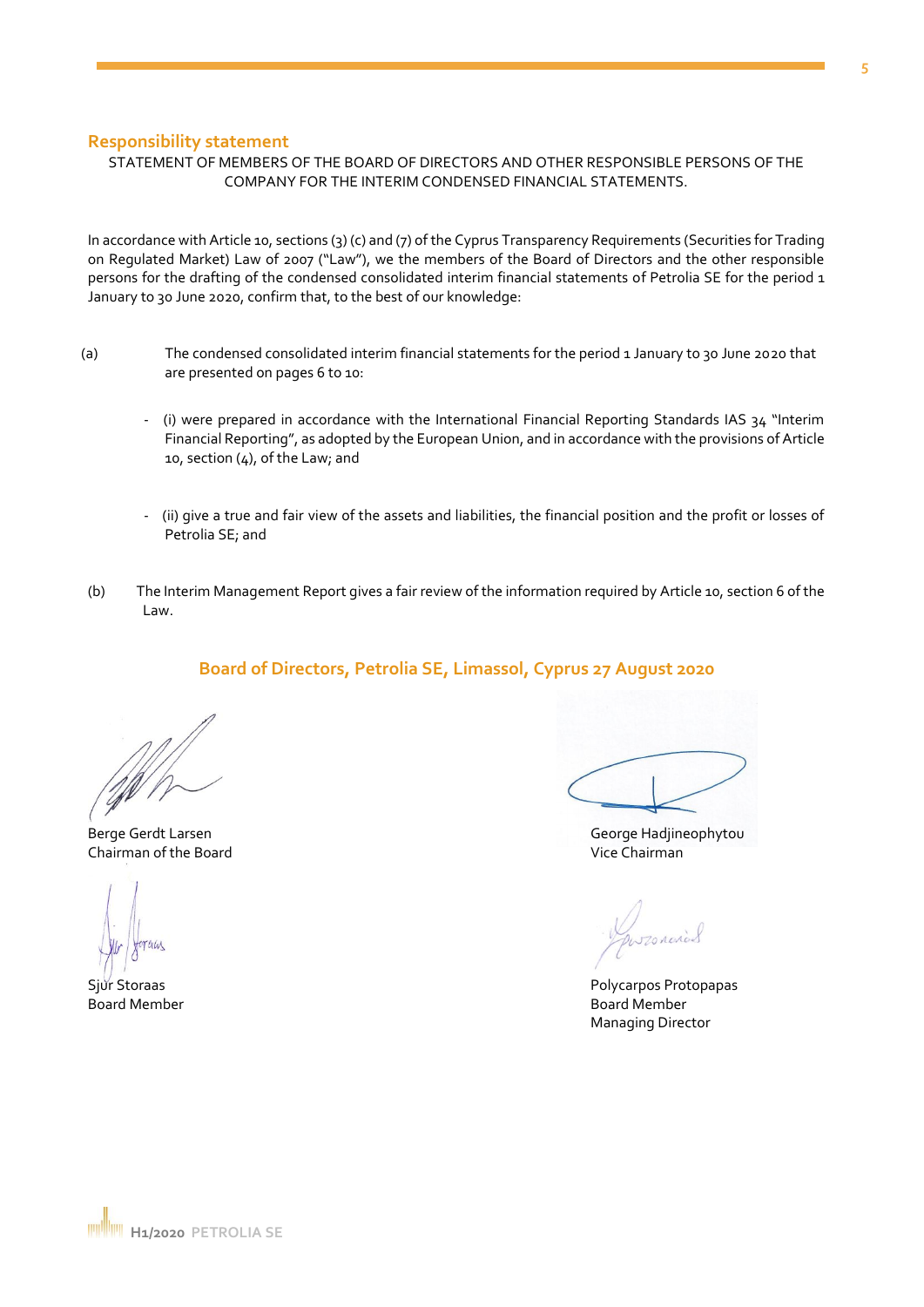## Responsibility statement

STATEMENT OF MEMBERS OF THE BOARD OF DIRECTORS AND OTHER RESPONSIBLE PERSONS OF THE COMPANY FOR THE INTERIM CONDENSED FINANCIAL STATEMENTS.

In accordance with Article 10, sections (3) (c) and (7) of the Cyprus Transparency Requirements (Securities for Trading on Regulated Market) Law of 2007 ("Law"), we the members of the Board of Directors and the other responsible persons for the drafting of the condensed consolidated interim financial statements of Petrolia SE for the period 1 January to 30 June 2020, confirm that, to the best of our knowledge:

(a) The condensed consolidated interim financial statements for the period 1 January to 30 June 2020 that are presented on pages 6 to 10:

- (i) were prepared in accordance with the International Financial Reporting Standards IAS 34 "Interim Financial Reporting", as adopted by the European Union, and in accordance with the provisions of Article 10, section (4), of the Law; and

- (ii) give a true and fair view of the assets and liabilities, the financial position and the profit or losses of Petrolia SE; and

(b) The Interim Management Report gives a fair review of the information required by Article 10, section 6 of the Law.

**Board of Directors, Petrolia SE, Limassol, Cyprus 27 August 2020**

Berge Gerdt Larsen
Chairman of the Board

George Hadjineophytou
Vice Chairman

Sjur Storaas
Board Member

Polycarpos Protopapas
Board Member
Managing Director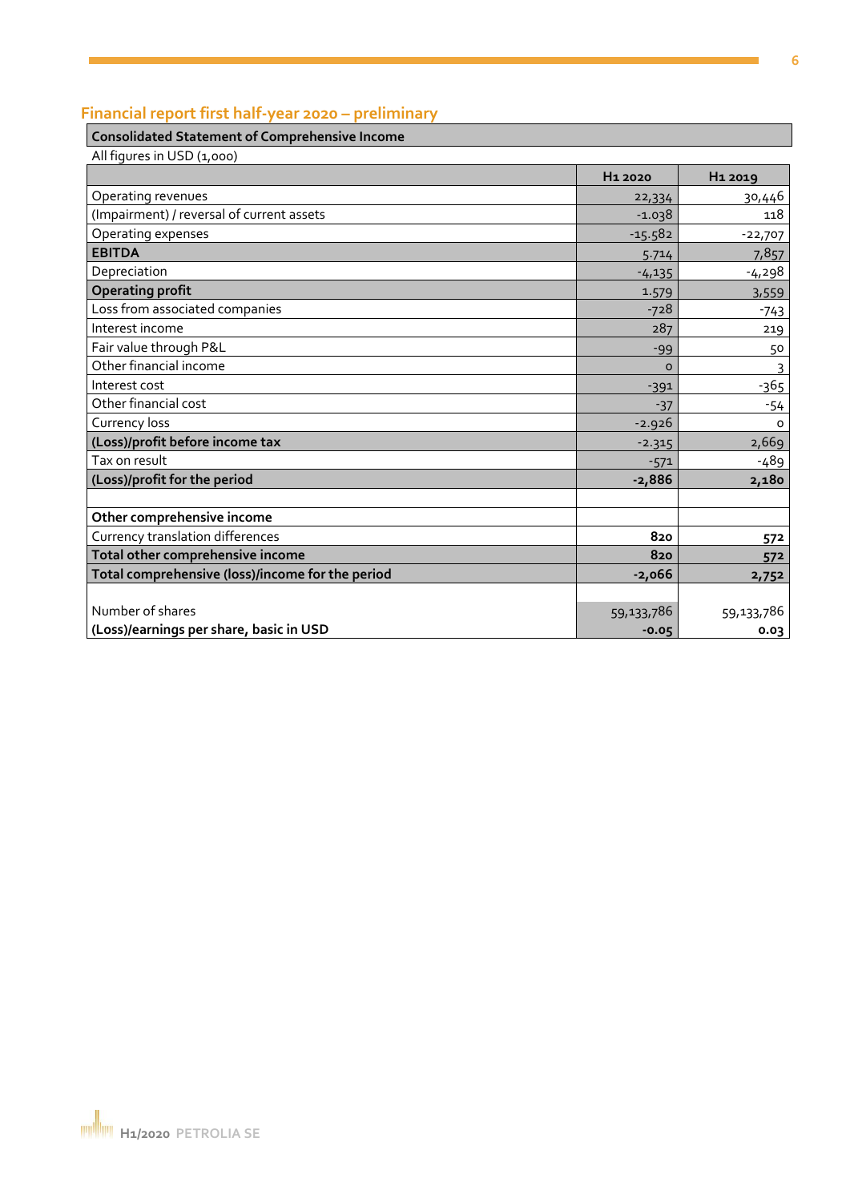## Financial report first half-year 2020 – preliminary

**Consolidated Statement of Comprehensive Income**

All figures in USD (1,000)

| | H1 2020 | H1 2019 |
|---|---|---|
| Operating revenues | 22,334 | 30,446 |
| (Impairment) / reversal of current assets | -1.038 | 118 |
| Operating expenses | -15.582 | -22,707 |
| **EBITDA** | 5.714 | 7,857 |
| Depreciation | -4,135 | -4,298 |
| **Operating profit** | 1.579 | 3,559 |
| Loss from associated companies | -728 | -743 |
| Interest income | 287 | 219 |
| Fair value through P&L | -99 | 50 |
| Other financial income | 0 | 3 |
| Interest cost | -391 | -365 |
| Other financial cost | -37 | -54 |
| Currency loss | -2.926 | 0 |
| **(Loss)/profit before income tax** | -2.315 | 2,669 |
| Tax on result | -571 | -489 |
| **(Loss)/profit for the period** | **-2,886** | **2,180** |
| | | |
| **Other comprehensive income** | | |
| Currency translation differences | **820** | **572** |
| **Total other comprehensive income** | **820** | **572** |
| **Total comprehensive (loss)/income for the period** | **-2,066** | **2,752** |
| | | |
| Number of shares | 59,133,786 | 59,133,786 |
| **(Loss)/earnings per share, basic in USD** | **-0.05** | **0.03** |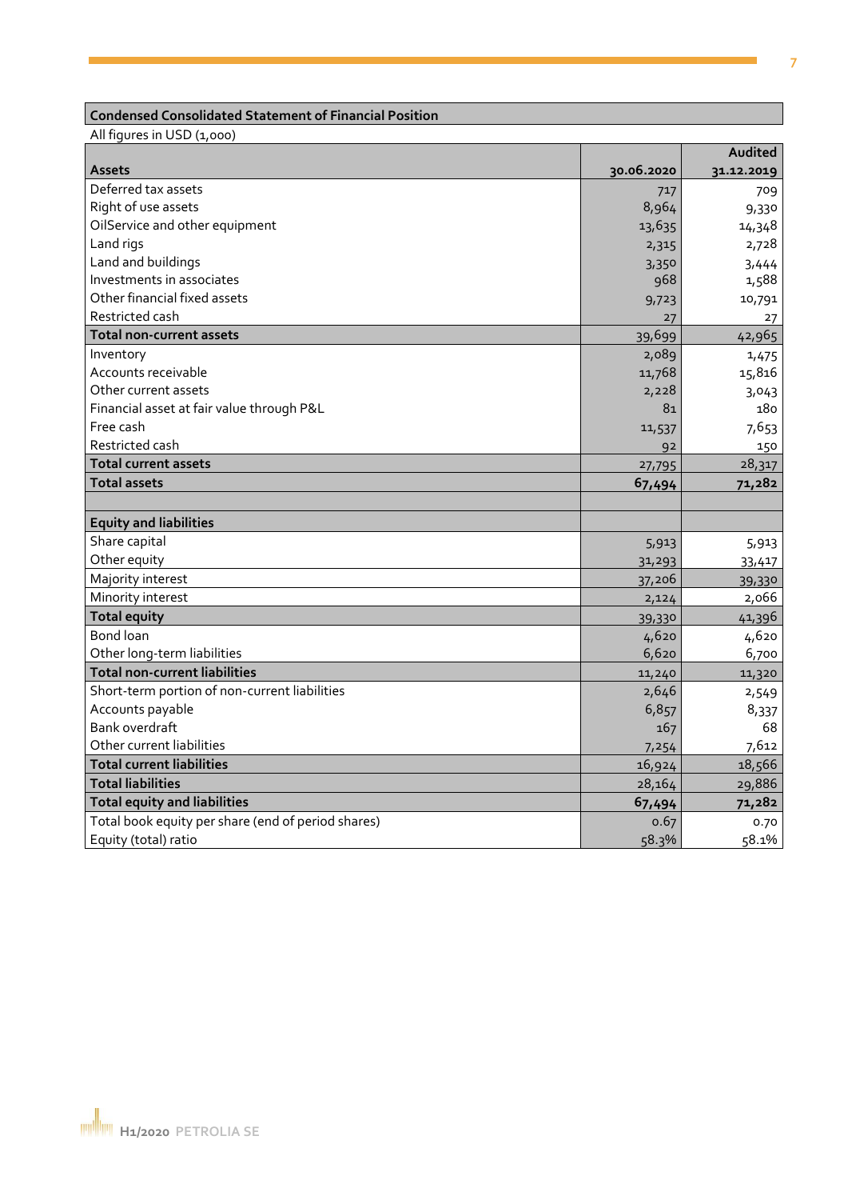**Condensed Consolidated Statement of Financial Position**

All figures in USD (1,000)

| Assets | 30.06.2020 | Audited 31.12.2019 |
|---|---|---|
| Deferred tax assets | 717 | 709 |
| Right of use assets | 8,964 | 9,330 |
| OilService and other equipment | 13,635 | 14,348 |
| Land rigs | 2,315 | 2,728 |
| Land and buildings | 3,350 | 3,444 |
| Investments in associates | 968 | 1,588 |
| Other financial fixed assets | 9,723 | 10,791 |
| Restricted cash | 27 | 27 |
| **Total non-current assets** | 39,699 | 42,965 |
| Inventory | 2,089 | 1,475 |
| Accounts receivable | 11,768 | 15,816 |
| Other current assets | 2,228 | 3,043 |
| Financial asset at fair value through P&L | 81 | 180 |
| Free cash | 11,537 | 7,653 |
| Restricted cash | 92 | 150 |
| **Total current assets** | 27,795 | 28,317 |
| **Total assets** | **67,494** | **71,282** |
| | | |
| **Equity and liabilities** | | |
| Share capital | 5,913 | 5,913 |
| Other equity | 31,293 | 33,417 |
| Majority interest | 37,206 | 39,330 |
| Minority interest | 2,124 | 2,066 |
| **Total equity** | 39,330 | 41,396 |
| Bond loan | 4,620 | 4,620 |
| Other long-term liabilities | 6,620 | 6,700 |
| **Total non-current liabilities** | 11,240 | 11,320 |
| Short-term portion of non-current liabilities | 2,646 | 2,549 |
| Accounts payable | 6,857 | 8,337 |
| Bank overdraft | 167 | 68 |
| Other current liabilities | 7,254 | 7,612 |
| **Total current liabilities** | 16,924 | 18,566 |
| **Total liabilities** | 28,164 | 29,886 |
| **Total equity and liabilities** | **67,494** | **71,282** |
| Total book equity per share (end of period shares) | 0.67 | 0.70 |
| Equity (total) ratio | 58.3% | 58.1% |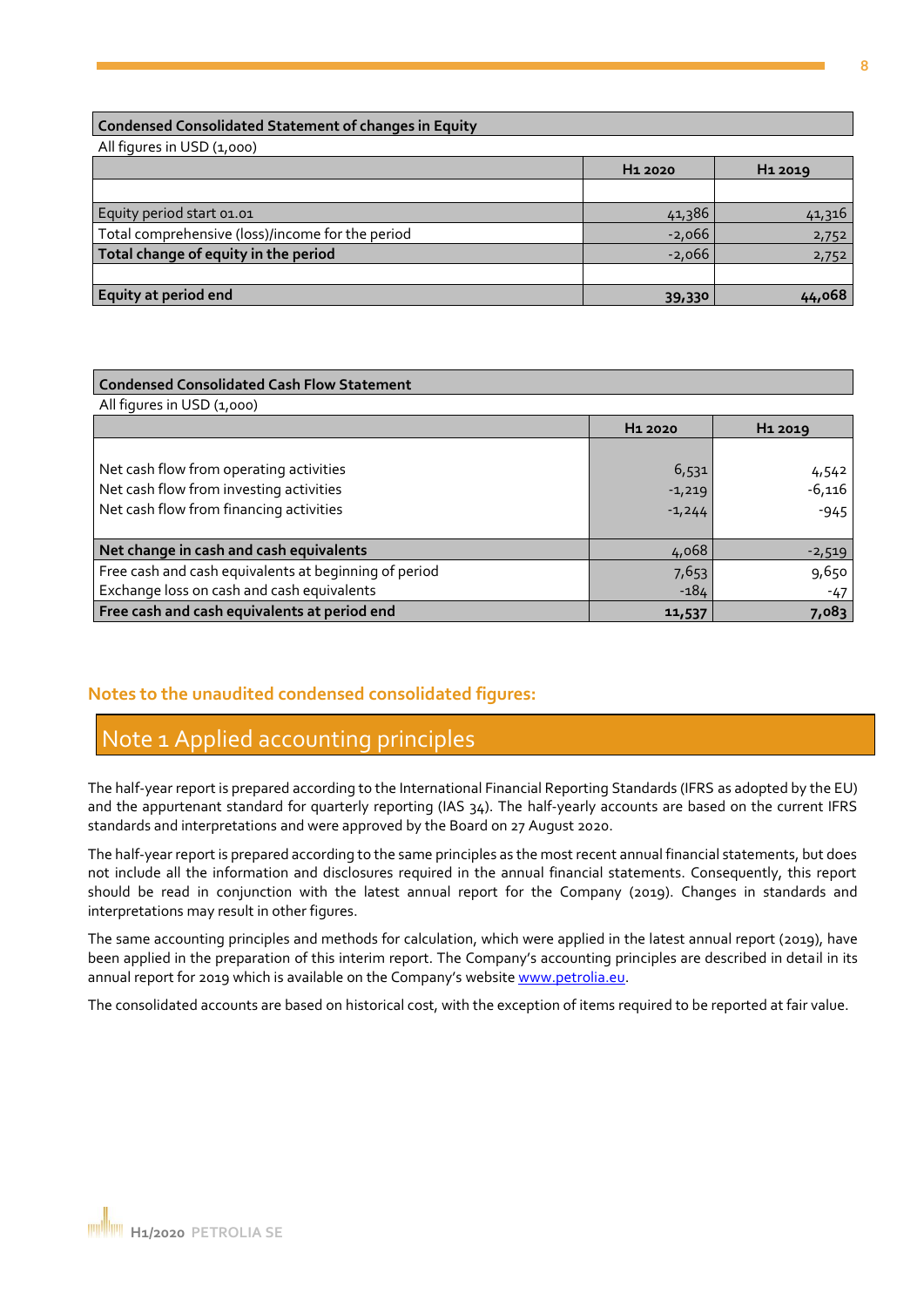**Condensed Consolidated Statement of changes in Equity**

All figures in USD (1,000)

| | H1 2020 | H1 2019 |
|---|---|---|
| | | |
| Equity period start 01.01 | 41,386 | 41,316 |
| Total comprehensive (loss)/income for the period | -2,066 | 2,752 |
| **Total change of equity in the period** | -2,066 | 2,752 |
| | | |
| **Equity at period end** | **39,330** | **44,068** |

**Condensed Consolidated Cash Flow Statement**

All figures in USD (1,000)

| | H1 2020 | H1 2019 |
|---|---|---|
| Net cash flow from operating activities | 6,531 | 4,542 |
| Net cash flow from investing activities | -1,219 | -6,116 |
| Net cash flow from financing activities | -1,244 | -945 |
| **Net change in cash and cash equivalents** | 4,068 | -2,519 |
| Free cash and cash equivalents at beginning of period | 7,653 | 9,650 |
| Exchange loss on cash and cash equivalents | -184 | -47 |
| **Free cash and cash equivalents at period end** | **11,537** | **7,083** |

## Notes to the unaudited condensed consolidated figures:

## Note 1 Applied accounting principles

The half-year report is prepared according to the International Financial Reporting Standards (IFRS as adopted by the EU) and the appurtenant standard for quarterly reporting (IAS 34). The half-yearly accounts are based on the current IFRS standards and interpretations and were approved by the Board on 27 August 2020.

The half-year report is prepared according to the same principles as the most recent annual financial statements, but does not include all the information and disclosures required in the annual financial statements. Consequently, this report should be read in conjunction with the latest annual report for the Company (2019). Changes in standards and interpretations may result in other figures.

The same accounting principles and methods for calculation, which were applied in the latest annual report (2019), have been applied in the preparation of this interim report. The Company's accounting principles are described in detail in its annual report for 2019 which is available on the Company's website www.petrolia.eu.

The consolidated accounts are based on historical cost, with the exception of items required to be reported at fair value.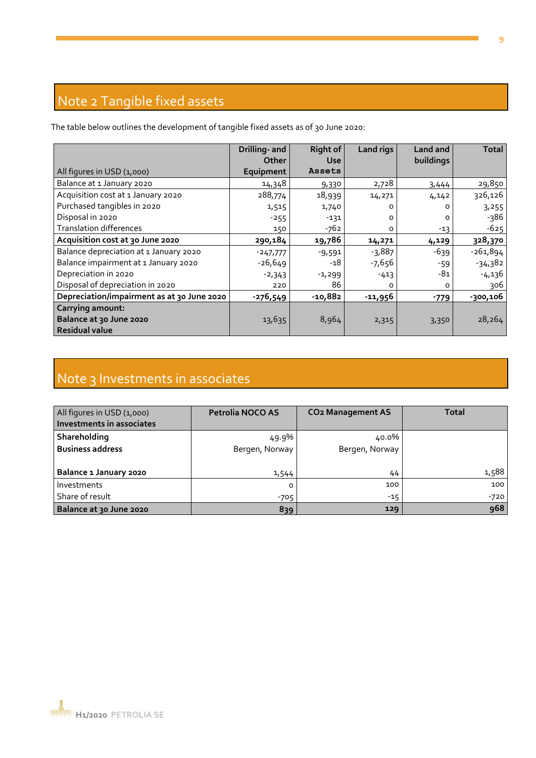## Note 2 Tangible fixed assets

The table below outlines the development of tangible fixed assets as of 30 June 2020:

| All figures in USD (1,000) | Drilling- and Other Equipment | Right of Use Assets | Land rigs | Land and buildings | Total |
|---|---|---|---|---|---|
| Balance at 1 January 2020 | 14,348 | 9,330 | 2,728 | 3,444 | 29,850 |
| Acquisition cost at 1 January 2020 | 288,774 | 18,939 | 14,271 | 4,142 | 326,126 |
| Purchased tangibles in 2020 | 1,515 | 1,740 | 0 | 0 | 3,255 |
| Disposal in 2020 | -255 | -131 | 0 | 0 | -386 |
| Translation differences | 150 | -762 | 0 | -13 | -625 |
| **Acquisition cost at 30 June 2020** | **290,184** | **19,786** | **14,271** | **4,129** | **328,370** |
| Balance depreciation at 1 January 2020 | -247,777 | -9,591 | -3,887 | -639 | -261,894 |
| Balance impairment at 1 January 2020 | -26,649 | -18 | -7,656 | -59 | -34,382 |
| Depreciation in 2020 | -2,343 | -1,299 | -413 | -81 | -4,136 |
| Disposal of depreciation in 2020 | 220 | 86 | 0 | 0 | 306 |
| **Depreciation/impairment as at 30 June 2020** | **-276,549** | **-10,882** | **-11,956** | **-779** | **-300,106** |
| **Carrying amount: Balance at 30 June 2020 Residual value** | 13,635 | 8,964 | 2,315 | 3,350 | 28,264 |

## Note 3 Investments in associates

| All figures in USD (1,000) Investments in associates | Petrolia NOCO AS | $CO_2$ Management AS | Total |
|---|---|---|---|
| **Shareholding** | 49.9% | 40.0% | |
| **Business address** | Bergen, Norway | Bergen, Norway | |
| **Balance 1 January 2020** | 1,544 | 44 | 1,588 |
| Investments | 0 | 100 | 100 |
| Share of result | -705 | -15 | -720 |
| **Balance at 30 June 2020** | **839** | **129** | **968** |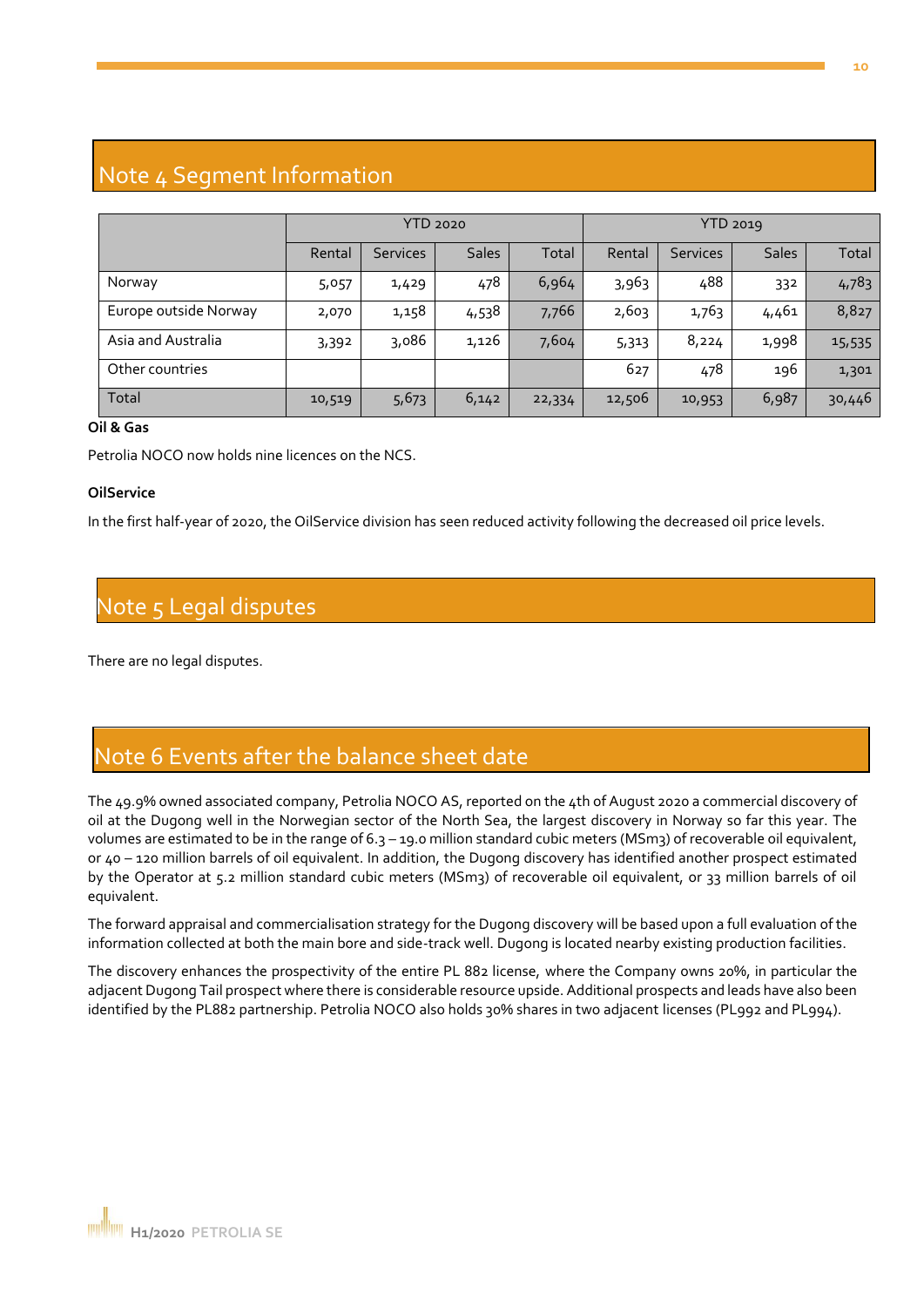## Note 4 Segment Information

| | YTD 2020 | | | | YTD 2019 | | | |
|---|---|---|---|---|---|---|---|---|
| | Rental | Services | Sales | Total | Rental | Services | Sales | Total |
| Norway | 5,057 | 1,429 | 478 | 6,964 | 3,963 | 488 | 332 | 4,783 |
| Europe outside Norway | 2,070 | 1,158 | 4,538 | 7,766 | 2,603 | 1,763 | 4,461 | 8,827 |
| Asia and Australia | 3,392 | 3,086 | 1,126 | 7,604 | 5,313 | 8,224 | 1,998 | 15,535 |
| Other countries | | | | | 627 | 478 | 196 | 1,301 |
| Total | 10,519 | 5,673 | 6,142 | 22,334 | 12,506 | 10,953 | 6,987 | 30,446 |

**Oil & Gas**

Petrolia NOCO now holds nine licences on the NCS.

**OilService**

In the first half-year of 2020, the OilService division has seen reduced activity following the decreased oil price levels.

## Note 5 Legal disputes

There are no legal disputes.

## Note 6 Events after the balance sheet date

The 49.9% owned associated company, Petrolia NOCO AS, reported on the 4th of August 2020 a commercial discovery of oil at the Dugong well in the Norwegian sector of the North Sea, the largest discovery in Norway so far this year. The volumes are estimated to be in the range of 6.3 – 19.0 million standard cubic meters (MSm3) of recoverable oil equivalent, or 40 – 120 million barrels of oil equivalent. In addition, the Dugong discovery has identified another prospect estimated by the Operator at 5.2 million standard cubic meters (MSm3) of recoverable oil equivalent, or 33 million barrels of oil equivalent.

The forward appraisal and commercialisation strategy for the Dugong discovery will be based upon a full evaluation of the information collected at both the main bore and side-track well. Dugong is located nearby existing production facilities.

The discovery enhances the prospectivity of the entire PL 882 license, where the Company owns 20%, in particular the adjacent Dugong Tail prospect where there is considerable resource upside. Additional prospects and leads have also been identified by the PL882 partnership. Petrolia NOCO also holds 30% shares in two adjacent licenses (PL992 and PL994).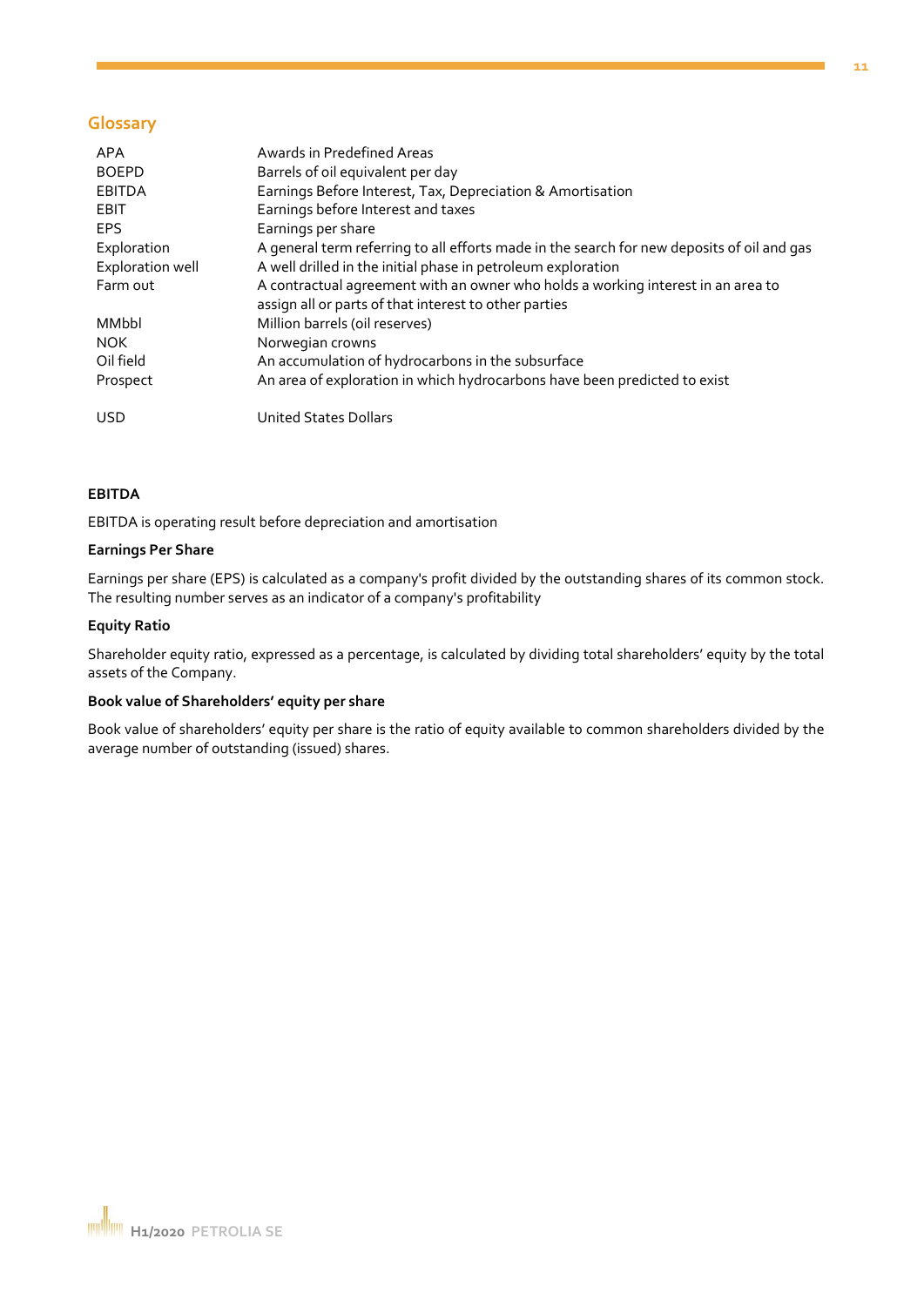## Glossary

| | |
|---|---|
| APA | Awards in Predefined Areas |
| BOEPD | Barrels of oil equivalent per day |
| EBITDA | Earnings Before Interest, Tax, Depreciation & Amortisation |
| EBIT | Earnings before Interest and taxes |
| EPS | Earnings per share |
| Exploration | A general term referring to all efforts made in the search for new deposits of oil and gas |
| Exploration well | A well drilled in the initial phase in petroleum exploration |
| Farm out | A contractual agreement with an owner who holds a working interest in an area to assign all or parts of that interest to other parties |
| MMbbl | Million barrels (oil reserves) |
| NOK | Norwegian crowns |
| Oil field | An accumulation of hydrocarbons in the subsurface |
| Prospect | An area of exploration in which hydrocarbons have been predicted to exist |
| USD | United States Dollars |

**EBITDA**

EBITDA is operating result before depreciation and amortisation

**Earnings Per Share**

Earnings per share (EPS) is calculated as a company's profit divided by the outstanding shares of its common stock. The resulting number serves as an indicator of a company's profitability

**Equity Ratio**

Shareholder equity ratio, expressed as a percentage, is calculated by dividing total shareholders' equity by the total assets of the Company.

**Book value of Shareholders' equity per share**

Book value of shareholders' equity per share is the ratio of equity available to common shareholders divided by the average number of outstanding (issued) shares.